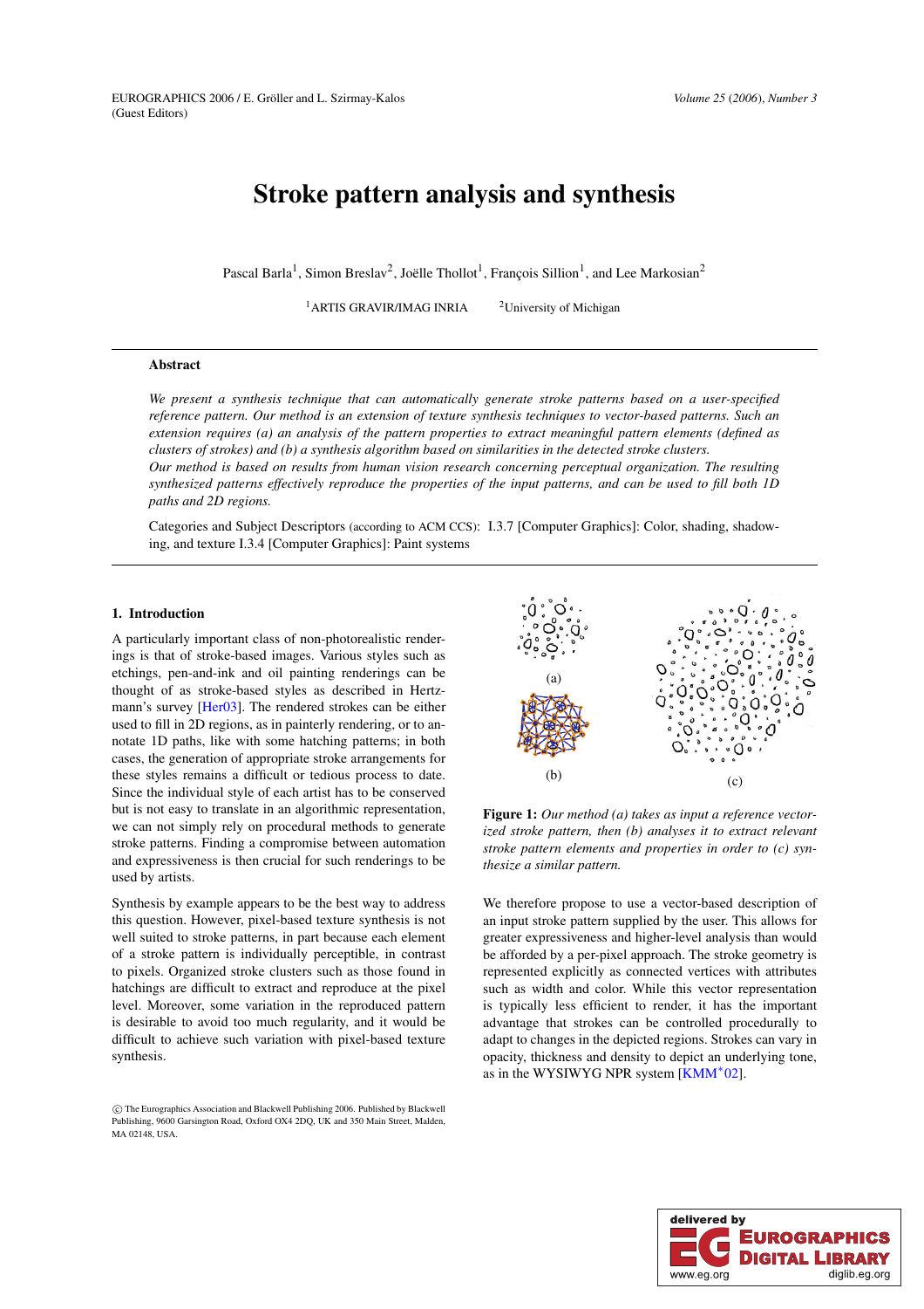# Stroke pattern analysis and synthesis

Pascal Barla[1], Simon Breslav[2], Joëlle Thollot[1], François Sillion[1], and Lee Markosian[2]

[1]ARTIS GRAVIR/IMAG INRIA [2]University of Michigan

## Abstract

*We present a synthesis technique that can automatically generate stroke patterns based on a user-specified reference pattern. Our method is an extension of texture synthesis techniques to vector-based patterns. Such an extension requires (a) an analysis of the pattern properties to extract meaningful pattern elements (defined as clusters of strokes) and (b) a synthesis algorithm based on similarities in the detected stroke clusters.*

*Our method is based on results from human vision research concerning perceptual organization. The resulting synthesized patterns effectively reproduce the properties of the input patterns, and can be used to fill both 1D paths and 2D regions.*

Categories and Subject Descriptors (according to ACM CCS): I.3.7 [Computer Graphics]: Color, shading, shadowing, and texture I.3.4 [Computer Graphics]: Paint systems

## 1. Introduction

A particularly important class of non-photorealistic renderings is that of stroke-based images. Various styles such as etchings, pen-and-ink and oil painting renderings can be thought of as stroke-based styles as described in Hertzmann's survey [Her03]. The rendered strokes can be either used to fill in 2D regions, as in painterly rendering, or to annotate 1D paths, like with some hatching patterns; in both cases, the generation of appropriate stroke arrangements for these styles remains a difficult or tedious process to date. Since the individual style of each artist has to be conserved but is not easy to translate in an algorithmic representation, we can not simply rely on procedural methods to generate stroke patterns. Finding a compromise between automation and expressiveness is then crucial for such renderings to be used by artists.

Synthesis by example appears to be the best way to address this question. However, pixel-based texture synthesis is not well suited to stroke patterns, in part because each element of a stroke pattern is individually perceptible, in contrast to pixels. Organized stroke clusters such as those found in hatchings are difficult to extract and reproduce at the pixel level. Moreover, some variation in the reproduced pattern is desirable to avoid too much regularity, and it would be difficult to achieve such variation with pixel-based texture synthesis.

(a) (b) (c)

**Figure 1:** *Our method (a) takes as input a reference vectorized stroke pattern, then (b) analyses it to extract relevant stroke pattern elements and properties in order to (c) synthesize a similar pattern.*

We therefore propose to use a vector-based description of an input stroke pattern supplied by the user. This allows for greater expressiveness and higher-level analysis than would be afforded by a per-pixel approach. The stroke geometry is represented explicitly as connected vertices with attributes such as width and color. While this vector representation is typically less efficient to render, it has the important advantage that strokes can be controlled procedurally to adapt to changes in the depicted regions. Strokes can vary in opacity, thickness and density to depict an underlying tone, as in the WYSIWYG NPR system [KMM*02].

© The Eurographics Association and Blackwell Publishing 2006. Published by Blackwell Publishing, 9600 Garsington Road, Oxford OX4 2DQ, UK and 350 Main Street, Malden, MA 02148, USA.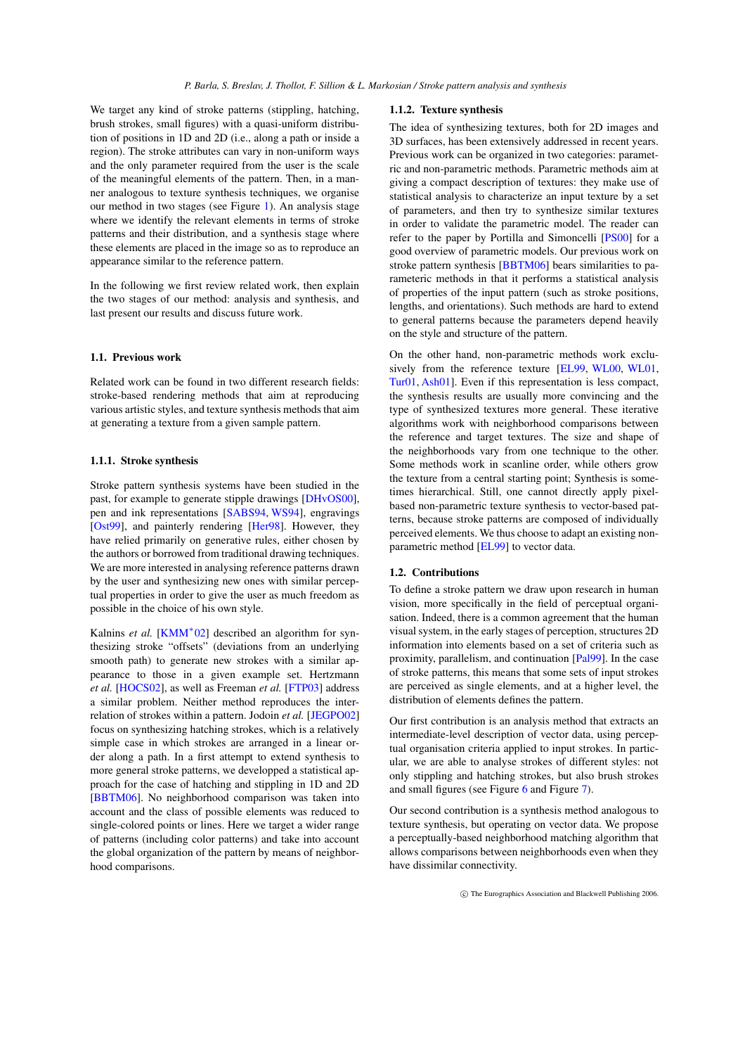We target any kind of stroke patterns (stippling, hatching, brush strokes, small figures) with a quasi-uniform distribution of positions in 1D and 2D (i.e., along a path or inside a region). The stroke attributes can vary in non-uniform ways and the only parameter required from the user is the scale of the meaningful elements of the pattern. Then, in a manner analogous to texture synthesis techniques, we organise our method in two stages (see Figure 1). An analysis stage where we identify the relevant elements in terms of stroke patterns and their distribution, and a synthesis stage where these elements are placed in the image so as to reproduce an appearance similar to the reference pattern.

In the following we first review related work, then explain the two stages of our method: analysis and synthesis, and last present our results and discuss future work.

## 1.1. Previous work

Related work can be found in two different research fields: stroke-based rendering methods that aim at reproducing various artistic styles, and texture synthesis methods that aim at generating a texture from a given sample pattern.

### 1.1.1. Stroke synthesis

Stroke pattern synthesis systems have been studied in the past, for example to generate stipple drawings [DHvOS00], pen and ink representations [SABS94, WS94], engravings [Ost99], and painterly rendering [Her98]. However, they have relied primarily on generative rules, either chosen by the authors or borrowed from traditional drawing techniques. We are more interested in analysing reference patterns drawn by the user and synthesizing new ones with similar perceptual properties in order to give the user as much freedom as possible in the choice of his own style.

Kalnins *et al.* [KMM*02] described an algorithm for synthesizing stroke "offsets" (deviations from an underlying smooth path) to generate new strokes with a similar appearance to those in a given example set. Hertzmann *et al.* [HOCS02], as well as Freeman *et al.* [FTP03] address a similar problem. Neither method reproduces the inter-relation of strokes within a pattern. Jodoin *et al.* [JEGPO02] focus on synthesizing hatching strokes, which is a relatively simple case in which strokes are arranged in a linear order along a path. In a first attempt to extend synthesis to more general stroke patterns, we developped a statistical approach for the case of hatching and stippling in 1D and 2D [BBTM06]. No neighborhood comparison was taken into account and the class of possible elements was reduced to single-colored points or lines. Here we target a wider range of patterns (including color patterns) and take into account the global organization of the pattern by means of neighborhood comparisons.

### 1.1.2. Texture synthesis

The idea of synthesizing textures, both for 2D images and 3D surfaces, has been extensively addressed in recent years. Previous work can be organized in two categories: parametric and non-parametric methods. Parametric methods aim at giving a compact description of textures: they make use of statistical analysis to characterize an input texture by a set of parameters, and then try to synthesize similar textures in order to validate the parametric model. The reader can refer to the paper by Portilla and Simoncelli [PS00] for a good overview of parametric models. Our previous work on stroke pattern synthesis [BBTM06] bears similarities to parameteric methods in that it performs a statistical analysis of properties of the input pattern (such as stroke positions, lengths, and orientations). Such methods are hard to extend to general patterns because the parameters depend heavily on the style and structure of the pattern.

On the other hand, non-parametric methods work exclusively from the reference texture [EL99, WL00, WL01, Tur01, Ash01]. Even if this representation is less compact, the synthesis results are usually more convincing and the type of synthesized textures more general. These iterative algorithms work with neighborhood comparisons between the reference and target textures. The size and shape of the neighborhoods vary from one technique to the other. Some methods work in scanline order, while others grow the texture from a central starting point; Synthesis is sometimes hierarchical. Still, one cannot directly apply pixel-based non-parametric texture synthesis to vector-based patterns, because stroke patterns are composed of individually perceived elements. We thus choose to adapt an existing non-parametric method [EL99] to vector data.

## 1.2. Contributions

To define a stroke pattern we draw upon research in human vision, more specifically in the field of perceptual organisation. Indeed, there is a common agreement that the human visual system, in the early stages of perception, structures 2D information into elements based on a set of criteria such as proximity, parallelism, and continuation [Pal99]. In the case of stroke patterns, this means that some sets of input strokes are perceived as single elements, and at a higher level, the distribution of elements defines the pattern.

Our first contribution is an analysis method that extracts an intermediate-level description of vector data, using perceptual organisation criteria applied to input strokes. In particular, we are able to analyse strokes of different styles: not only stippling and hatching strokes, but also brush strokes and small figures (see Figure 6 and Figure 7).

Our second contribution is a synthesis method analogous to texture synthesis, but operating on vector data. We propose a perceptually-based neighborhood matching algorithm that allows comparisons between neighborhoods even when they have dissimilar connectivity.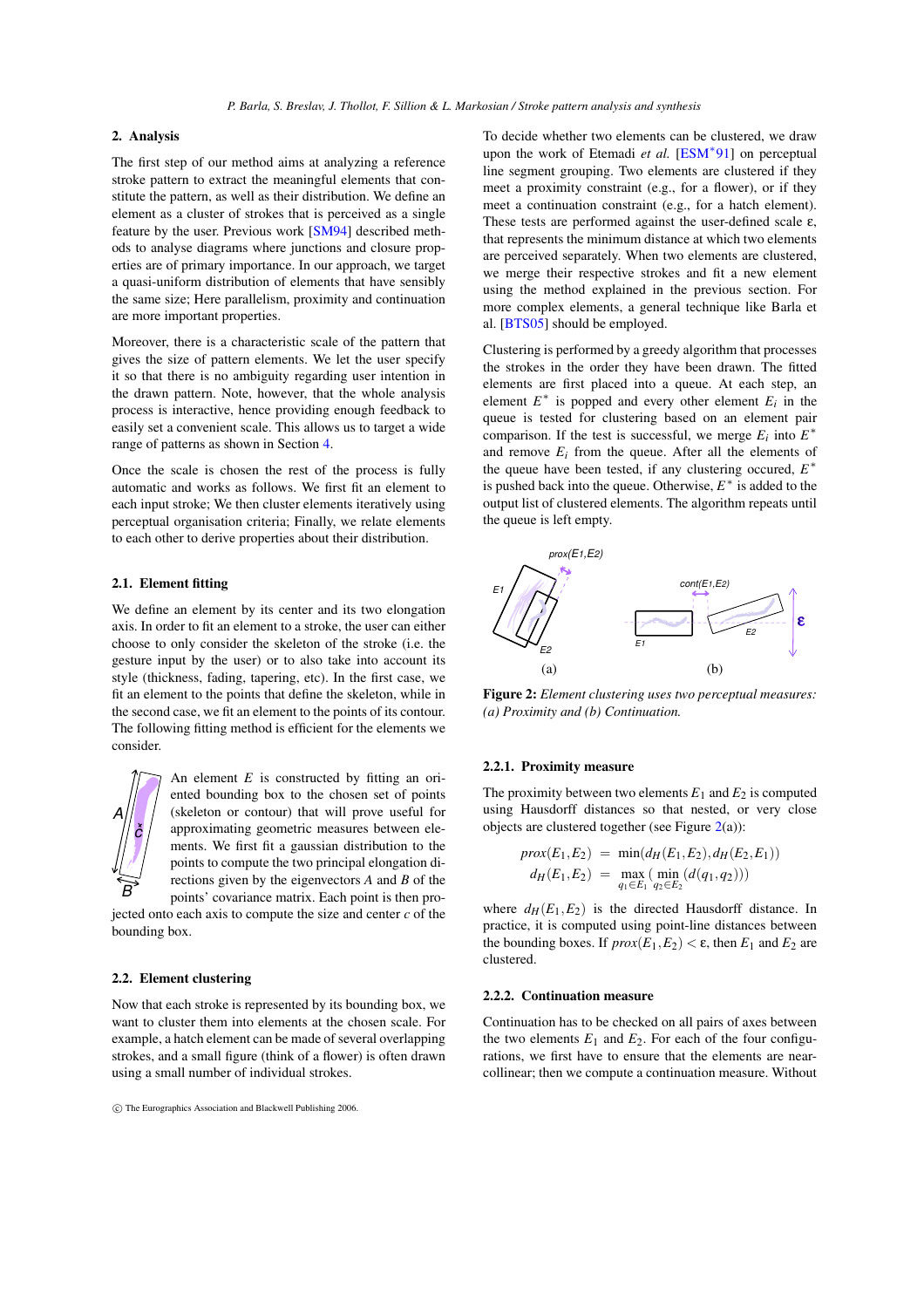## 2. Analysis

The first step of our method aims at analyzing a reference stroke pattern to extract the meaningful elements that constitute the pattern, as well as their distribution. We define an element as a cluster of strokes that is perceived as a single feature by the user. Previous work [SM94] described methods to analyse diagrams where junctions and closure properties are of primary importance. In our approach, we target a quasi-uniform distribution of elements that have sensibly the same size; Here parallelism, proximity and continuation are more important properties.

Moreover, there is a characteristic scale of the pattern that gives the size of pattern elements. We let the user specify it so that there is no ambiguity regarding user intention in the drawn pattern. Note, however, that the whole analysis process is interactive, hence providing enough feedback to easily set a convenient scale. This allows us to target a wide range of patterns as shown in Section 4.

Once the scale is chosen the rest of the process is fully automatic and works as follows. We first fit an element to each input stroke; We then cluster elements iteratively using perceptual organisation criteria; Finally, we relate elements to each other to derive properties about their distribution.

### 2.1. Element fitting

We define an element by its center and its two elongation axis. In order to fit an element to a stroke, the user can either choose to only consider the skeleton of the stroke (i.e. the gesture input by the user) or to also take into account its style (thickness, fading, tapering, etc). In the first case, we fit an element to the points that define the skeleton, while in the second case, we fit an element to the points of its contour. The following fitting method is efficient for the elements we consider.

An element $E$ is constructed by fitting an oriented bounding box to the chosen set of points (skeleton or contour) that will prove useful for approximating geometric measures between elements. We first fit a gaussian distribution to the points to compute the two principal elongation directions given by the eigenvectors $A$ and $B$ of the points' covariance matrix. Each point is then projected onto each axis to compute the size and center $c$ of the bounding box.

### 2.2. Element clustering

Now that each stroke is represented by its bounding box, we want to cluster them into elements at the chosen scale. For example, a hatch element can be made of several overlapping strokes, and a small figure (think of a flower) is often drawn using a small number of individual strokes.

To decide whether two elements can be clustered, we draw upon the work of Etemadi *et al.* [ESM*91] on perceptual line segment grouping. Two elements are clustered if they meet a proximity constraint (e.g., for a flower), or if they meet a continuation constraint (e.g., for a hatch element). These tests are performed against the user-defined scale $\varepsilon$, that represents the minimum distance at which two elements are perceived separately. When two elements are clustered, we merge their respective strokes and fit a new element using the method explained in the previous section. For more complex elements, a general technique like Barla et al. [BTS05] should be employed.

Clustering is performed by a greedy algorithm that processes the strokes in the order they have been drawn. The fitted elements are first placed into a queue. At each step, an element $E^*$ is popped and every other element $E_i$ in the queue is tested for clustering based on an element pair comparison. If the test is successful, we merge $E_i$ into $E^*$ and remove $E_i$ from the queue. After all the elements of the queue have been tested, if any clustering occured, $E^*$ is pushed back into the queue. Otherwise, $E^*$ is added to the output list of clustered elements. The algorithm repeats until the queue is left empty.

**Figure 2:** *Element clustering uses two perceptual measures: (a) Proximity and (b) Continuation.*

#### 2.2.1. Proximity measure

The proximity between two elements $E_1$ and $E_2$ is computed using Hausdorff distances so that nested, or very close objects are clustered together (see Figure 2(a)):

$$
\begin{aligned}
prox(E_1,E_2) &= \min(d_H(E_1,E_2), d_H(E_2,E_1)) \\
d_H(E_1,E_2) &= \max_{q_1 \in E_1} \left( \min_{q_2 \in E_2} (d(q_1,q_2)) \right)
\end{aligned}
$$

where $d_H(E_1,E_2)$ is the directed Hausdorff distance. In practice, it is computed using point-line distances between the bounding boxes. If $prox(E_1,E_2) < \varepsilon$, then $E_1$ and $E_2$ are clustered.

#### 2.2.2. Continuation measure

Continuation has to be checked on all pairs of axes between the two elements $E_1$ and $E_2$. For each of the four configurations, we first have to ensure that the elements are near-collinear; then we compute a continuation measure. Without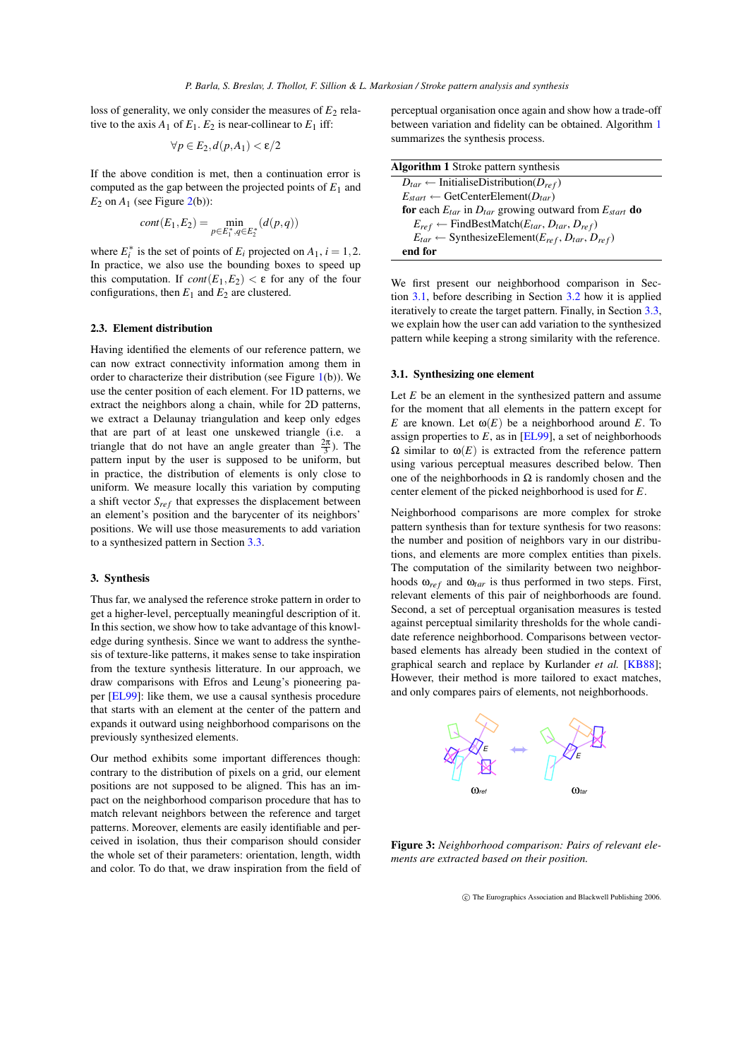loss of generality, we only consider the measures of $E_2$ relative to the axis $A_1$ of $E_1$. $E_2$ is near-collinear to $E_1$ iff:

$$\forall p \in E_2, d(p, A_1) < \varepsilon/2$$

If the above condition is met, then a continuation error is computed as the gap between the projected points of $E_1$ and $E_2$ on $A_1$ (see Figure 2(b)):

$$cont(E_1, E_2) = \min_{p \in E_1^*, q \in E_2^*} (d(p,q))$$

where $E_i^*$ is the set of points of $E_i$ projected on $A_1$, $i = 1, 2$. In practice, we also use the bounding boxes to speed up this computation. If $cont(E_1, E_2) < \varepsilon$ for any of the four configurations, then $E_1$ and $E_2$ are clustered.

### 2.3. Element distribution

Having identified the elements of our reference pattern, we can now extract connectivity information among them in order to characterize their distribution (see Figure 1(b)). We use the center position of each element. For 1D patterns, we extract the neighbors along a chain, while for 2D patterns, we extract a Delaunay triangulation and keep only edges that are part of at least one unskewed triangle (i.e. a triangle that do not have an angle greater than $\frac{2\pi}{3}$). The pattern input by the user is supposed to be uniform, but in practice, the distribution of elements is only close to uniform. We measure locally this variation by computing a shift vector $S_{ref}$ that expresses the displacement between an element's position and the barycenter of its neighbors' positions. We will use those measurements to add variation to a synthesized pattern in Section 3.3.

## 3. Synthesis

Thus far, we analysed the reference stroke pattern in order to get a higher-level, perceptually meaningful description of it. In this section, we show how to take advantage of this knowledge during synthesis. Since we want to address the synthesis of texture-like patterns, it makes sense to take inspiration from the texture synthesis litterature. In our approach, we draw comparisons with Efros and Leung's pioneering paper [EL99]: like them, we use a causal synthesis procedure that starts with an element at the center of the pattern and expands it outward using neighborhood comparisons on the previously synthesized elements.

Our method exhibits some important differences though: contrary to the distribution of pixels on a grid, our element positions are not supposed to be aligned. This has an impact on the neighborhood comparison procedure that has to match relevant neighbors between the reference and target patterns. Moreover, elements are easily identifiable and perceived in isolation, thus their comparison should consider the whole set of their parameters: orientation, length, width and color. To do that, we draw inspiration from the field of perceptual organisation once again and show how a trade-off between variation and fidelity can be obtained. Algorithm 1 summarizes the synthesis process.

**Algorithm 1** Stroke pattern synthesis

```
D_tar ← InitialiseDistribution(D_ref)
E_start ← GetCenterElement(D_tar)
for each E_tar in D_tar growing outward from E_start do
    E_ref ← FindBestMatch(E_tar, D_tar, D_ref)
    E_tar ← SynthesizeElement(E_ref, D_tar, D_ref)
end for
```

We first present our neighborhood comparison in Section 3.1, before describing in Section 3.2 how it is applied iteratively to create the target pattern. Finally, in Section 3.3, we explain how the user can add variation to the synthesized pattern while keeping a strong similarity with the reference.

### 3.1. Synthesizing one element

Let $E$ be an element in the synthesized pattern and assume for the moment that all elements in the pattern except for $E$ are known. Let $\omega(E)$ be a neighborhood around $E$. To assign properties to $E$, as in [EL99], a set of neighborhoods $\Omega$ similar to $\omega(E)$ is extracted from the reference pattern using various perceptual measures described below. Then one of the neighborhoods in $\Omega$ is randomly chosen and the center element of the picked neighborhood is used for $E$.

Neighborhood comparisons are more complex for stroke pattern synthesis than for texture synthesis for two reasons: the number and position of neighbors vary in our distributions, and elements are more complex entities than pixels. The computation of the similarity between two neighborhoods $\omega_{ref}$ and $\omega_{tar}$ is thus performed in two steps. First, relevant elements of this pair of neighborhoods are found. Second, a set of perceptual organisation measures is tested against perceptual similarity thresholds for the whole candidate reference neighborhood. Comparisons between vector-based elements has already been studied in the context of graphical search and replace by Kurlander *et al.* [KB88]; However, their method is more tailored to exact matches, and only compares pairs of elements, not neighborhoods.

**Figure 3:** *Neighborhood comparison: Pairs of relevant elements are extracted based on their position.*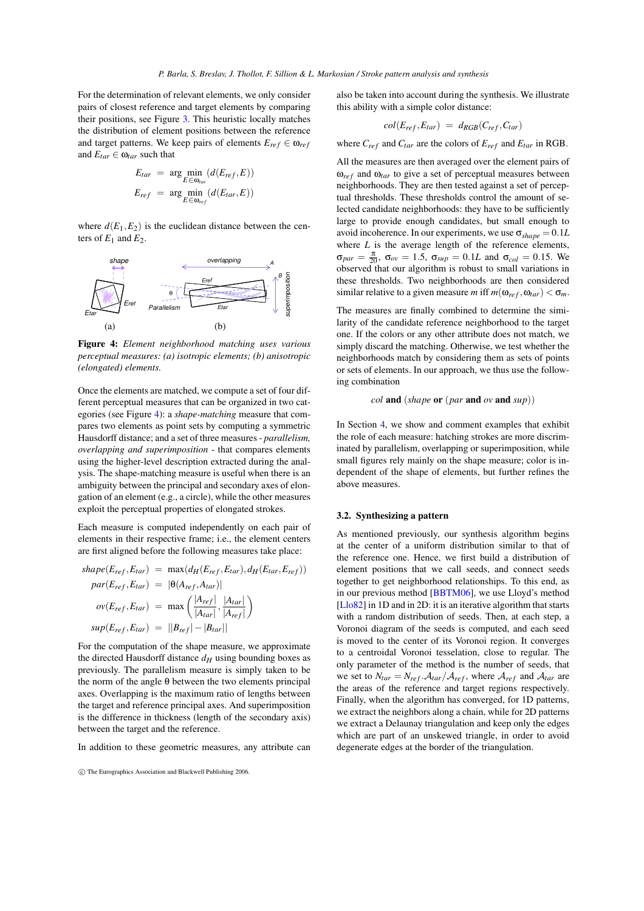For the determination of relevant elements, we only consider pairs of closest reference and target elements by comparing their positions, see Figure 3. This heuristic locally matches the distribution of element positions between the reference and target patterns. We keep pairs of elements $E_{ref} \in \omega_{ref}$ and $E_{tar} \in \omega_{tar}$ such that

$$E_{tar} = \arg\min_{E \in \omega_{tar}} (d(E_{ref}, E))$$
$$E_{ref} = \arg\min_{E \in \omega_{ref}} (d(E_{tar}, E))$$

where $d(E_1, E_2)$ is the euclidean distance between the centers of $E_1$ and $E_2$.

**Figure 4:** *Element neighborhood matching uses various perceptual measures: (a) isotropic elements; (b) anisotropic (elongated) elements.*

Once the elements are matched, we compute a set of four different perceptual measures that can be organized in two categories (see Figure 4): a *shape-matching* measure that compares two elements as point sets by computing a symmetric Hausdorff distance; and a set of three measures - *parallelism, overlapping and superimposition* - that compares elements using the higher-level description extracted during the analysis. The shape-matching measure is useful when there is an ambiguity between the principal and secondary axes of elongation of an element (e.g., a circle), while the other measures exploit the perceptual properties of elongated strokes.

Each measure is computed independently on each pair of elements in their respective frame; i.e., the element centers are first aligned before the following measures take place:

$$shape(E_{ref}, E_{tar}) = \max(d_H(E_{ref}, E_{tar}), d_H(E_{tar}, E_{ref}))$$
$$par(E_{ref}, E_{tar}) = |\theta(A_{ref}, A_{tar})|$$
$$ov(E_{ref}, E_{tar}) = \max\left(\frac{|A_{ref}|}{|A_{tar}|}, \frac{|A_{tar}|}{|A_{ref}|}\right)$$
$$sup(E_{ref}, E_{tar}) = ||B_{ref}| - |B_{tar}||$$

For the computation of the shape measure, we approximate the directed Hausdorff distance $d_H$ using bounding boxes as previously. The parallelism measure is simply taken to be the norm of the angle $\theta$ between the two elements principal axes. Overlapping is the maximum ratio of lengths between the target and reference principal axes. And superimposition is the difference in thickness (length of the secondary axis) between the target and the reference.

In addition to these geometric measures, any attribute can also be taken into account during the synthesis. We illustrate this ability with a simple color distance:

$$col(E_{ref}, E_{tar}) = d_{RGB}(C_{ref}, C_{tar})$$

where $C_{ref}$ and $C_{tar}$ are the colors of $E_{ref}$ and $E_{tar}$ in RGB.

All the measures are then averaged over the element pairs of $\omega_{ref}$ and $\omega_{tar}$ to give a set of perceptual measures between neighborhoods. They are then tested against a set of perceptual thresholds. These thresholds control the amount of selected candidate neighborhoods: they have to be sufficiently large to provide enough candidates, but small enough to avoid incoherence. In our experiments, we use $\sigma_{shape} = 0.1L$ where $L$ is the average length of the reference elements, $\sigma_{par} = \frac{\pi}{20}$, $\sigma_{ov} = 1.5$, $\sigma_{sup} = 0.1L$ and $\sigma_{col} = 0.15$. We observed that our algorithm is robust to small variations in these thresholds. Two neighborhoods are then considered similar relative to a given measure $m$ iff $m(\omega_{ref}, \omega_{tar}) < \sigma_m$.

The measures are finally combined to determine the similarity of the candidate reference neighborhood to the target one. If the colors or any other attribute does not match, we simply discard the matching. Otherwise, we test whether the neighborhoods match by considering them as sets of points or sets of elements. In our approach, we thus use the following combination

*col* **and** (*shape* **or** (*par* **and** *ov* **and** *sup*))

In Section 4, we show and comment examples that exhibit the role of each measure: hatching strokes are more discriminated by parallelism, overlapping or superimposition, while small figures rely mainly on the shape measure; color is independent of the shape of elements, but further refines the above measures.

### 3.2. Synthesizing a pattern

As mentioned previously, our synthesis algorithm begins at the center of a uniform distribution similar to that of the reference one. Hence, we first build a distribution of element positions that we call seeds, and connect seeds together to get neighborhood relationships. To this end, as in our previous method [BBTM06], we use Lloyd's method [Llo82] in 1D and in 2D: it is an iterative algorithm that starts with a random distribution of seeds. Then, at each step, a Voronoi diagram of the seeds is computed, and each seed is moved to the center of its Voronoi region. It converges to a centroidal Voronoi tesselation, close to regular. The only parameter of the method is the number of seeds, that we set to $N_{tar} = N_{ref}.\mathcal{A}_{tar}/\mathcal{A}_{ref}$, where $\mathcal{A}_{ref}$ and $\mathcal{A}_{tar}$ are the areas of the reference and target regions respectively. Finally, when the algorithm has converged, for 1D patterns, we extract the neighbors along a chain, while for 2D patterns we extract a Delaunay triangulation and keep only the edges which are part of an unskewed triangle, in order to avoid degenerate edges at the border of the triangulation.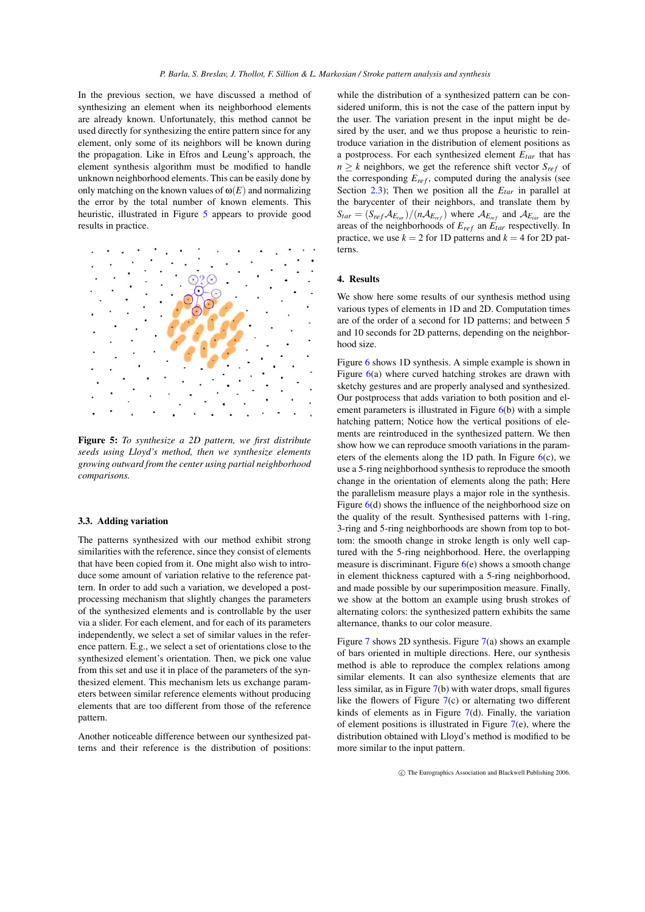In the previous section, we have discussed a method of synthesizing an element when its neighborhood elements are already known. Unfortunately, this method cannot be used directly for synthesizing the entire pattern since for any element, only some of its neighbors will be known during the propagation. Like in Efros and Leung's approach, the element synthesis algorithm must be modified to handle unknown neighborhood elements. This can be easily done by only matching on the known values of $\omega(E)$ and normalizing the error by the total number of known elements. This heuristic, illustrated in Figure 5 appears to provide good results in practice.

**Figure 5:** *To synthesize a 2D pattern, we first distribute seeds using Lloyd's method, then we synthesize elements growing outward from the center using partial neighborhood comparisons.*

### 3.3. Adding variation

The patterns synthesized with our method exhibit strong similarities with the reference, since they consist of elements that have been copied from it. One might also wish to introduce some amount of variation relative to the reference pattern. In order to add such a variation, we developed a post-processing mechanism that slightly changes the parameters of the synthesized elements and is controllable by the user via a slider. For each element, and for each of its parameters independently, we select a set of similar values in the reference pattern. E.g., we select a set of orientations close to the synthesized element's orientation. Then, we pick one value from this set and use it in place of the parameters of the synthesized element. This mechanism lets us exchange parameters between similar reference elements without producing elements that are too different from those of the reference pattern.

Another noticeable difference between our synthesized patterns and their reference is the distribution of positions: while the distribution of a synthesized pattern can be considered uniform, this is not the case of the pattern input by the user. The variation present in the input might be desired by the user, and we thus propose a heuristic to reintroduce variation in the distribution of element positions as a postprocess. For each synthesized element $E_{tar}$ that has $n \geq k$ neighbors, we get the reference shift vector $S_{ref}$ of the corresponding $E_{ref}$, computed during the analysis (see Section 2.3); Then we position all the $E_{tar}$ in parallel at the barycenter of their neighbors, and translate them by $S_{tar} = (S_{ref}\mathcal{A}_{E_{tar}})/(n\mathcal{A}_{E_{ref}})$ where $\mathcal{A}_{E_{ref}}$ and $\mathcal{A}_{E_{tar}}$ are the areas of the neighborhoods of $E_{ref}$ an $E_{tar}$ respectively. In practice, we use $k = 2$ for 1D patterns and $k = 4$ for 2D patterns.

## 4. Results

We show here some results of our synthesis method using various types of elements in 1D and 2D. Computation times are of the order of a second for 1D patterns; and between 5 and 10 seconds for 2D patterns, depending on the neighborhood size.

Figure 6 shows 1D synthesis. A simple example is shown in Figure 6(a) where curved hatching strokes are drawn with sketchy gestures and are properly analysed and synthesized. Our postprocess that adds variation to both position and element parameters is illustrated in Figure 6(b) with a simple hatching pattern; Notice how the vertical positions of elements are reintroduced in the synthesized pattern. We then show how we can reproduce smooth variations in the parameters of the elements along the 1D path. In Figure 6(c), we use a 5-ring neighborhood synthesis to reproduce the smooth change in the orientation of elements along the path; Here the parallelism measure plays a major role in the synthesis. Figure 6(d) shows the influence of the neighborhood size on the quality of the result. Synthesised patterns with 1-ring, 3-ring and 5-ring neighborhoods are shown from top to bottom: the smooth change in stroke length is only well captured with the 5-ring neighborhood. Here, the overlapping measure is discriminant. Figure 6(e) shows a smooth change in element thickness captured with a 5-ring neighborhood, and made possible by our superimposition measure. Finally, we show at the bottom an example using brush strokes of alternating colors: the synthesized pattern exhibits the same alternance, thanks to our color measure.

Figure 7 shows 2D synthesis. Figure 7(a) shows an example of bars oriented in multiple directions. Here, our synthesis method is able to reproduce the complex relations among similar elements. It can also synthesize elements that are less similar, as in Figure 7(b) with water drops, small figures like the flowers of Figure 7(c) or alternating two different kinds of elements as in Figure 7(d). Finally, the variation of element positions is illustrated in Figure 7(e), where the distribution obtained with Lloyd's method is modified to be more similar to the input pattern.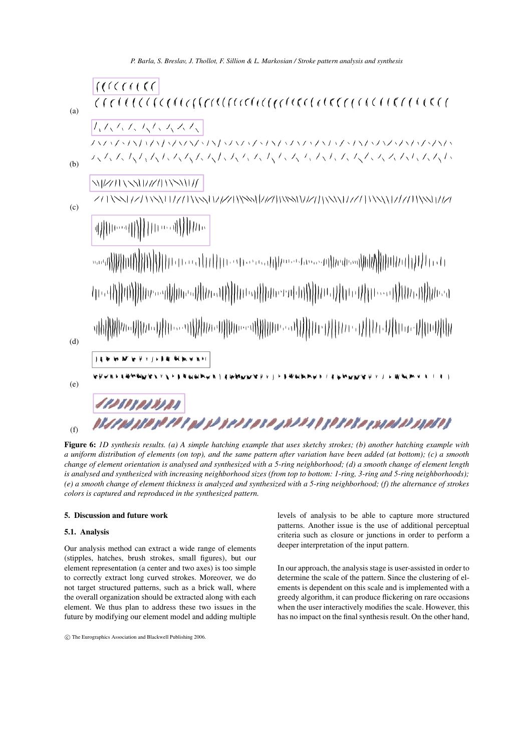**Figure 6:** *1D synthesis results. (a) A simple hatching example that uses sketchy strokes; (b) another hatching example with a uniform distribution of elements (on top), and the same pattern after variation have been added (at bottom); (c) a smooth change of element orientation is analysed and synthesized with a 5-ring neighborhood; (d) a smooth change of element length is analysed and synthesized with increasing neighborhood sizes (from top to bottom: 1-ring, 3-ring and 5-ring neighborhoods); (e) a smooth change of element thickness is analyzed and synthesized with a 5-ring neighborhood; (f) the alternance of strokes colors is captured and reproduced in the synthesized pattern.*

## 5. Discussion and future work

### 5.1. Analysis

Our analysis method can extract a wide range of elements (stipples, hatches, brush strokes, small figures), but our element representation (a center and two axes) is too simple to correctly extract long curved strokes. Moreover, we do not target structured patterns, such as a brick wall, where the overall organization should be extracted along with each element. We thus plan to address these two issues in the future by modifying our element model and adding multiple levels of analysis to be able to capture more structured patterns. Another issue is the use of additional perceptual criteria such as closure or junctions in order to perform a deeper interpretation of the input pattern.

In our approach, the analysis stage is user-assisted in order to determine the scale of the pattern. Since the clustering of elements is dependent on this scale and is implemented with a greedy algorithm, it can produce flickering on rare occasions when the user interactively modifies the scale. However, this has no impact on the final synthesis result. On the other hand,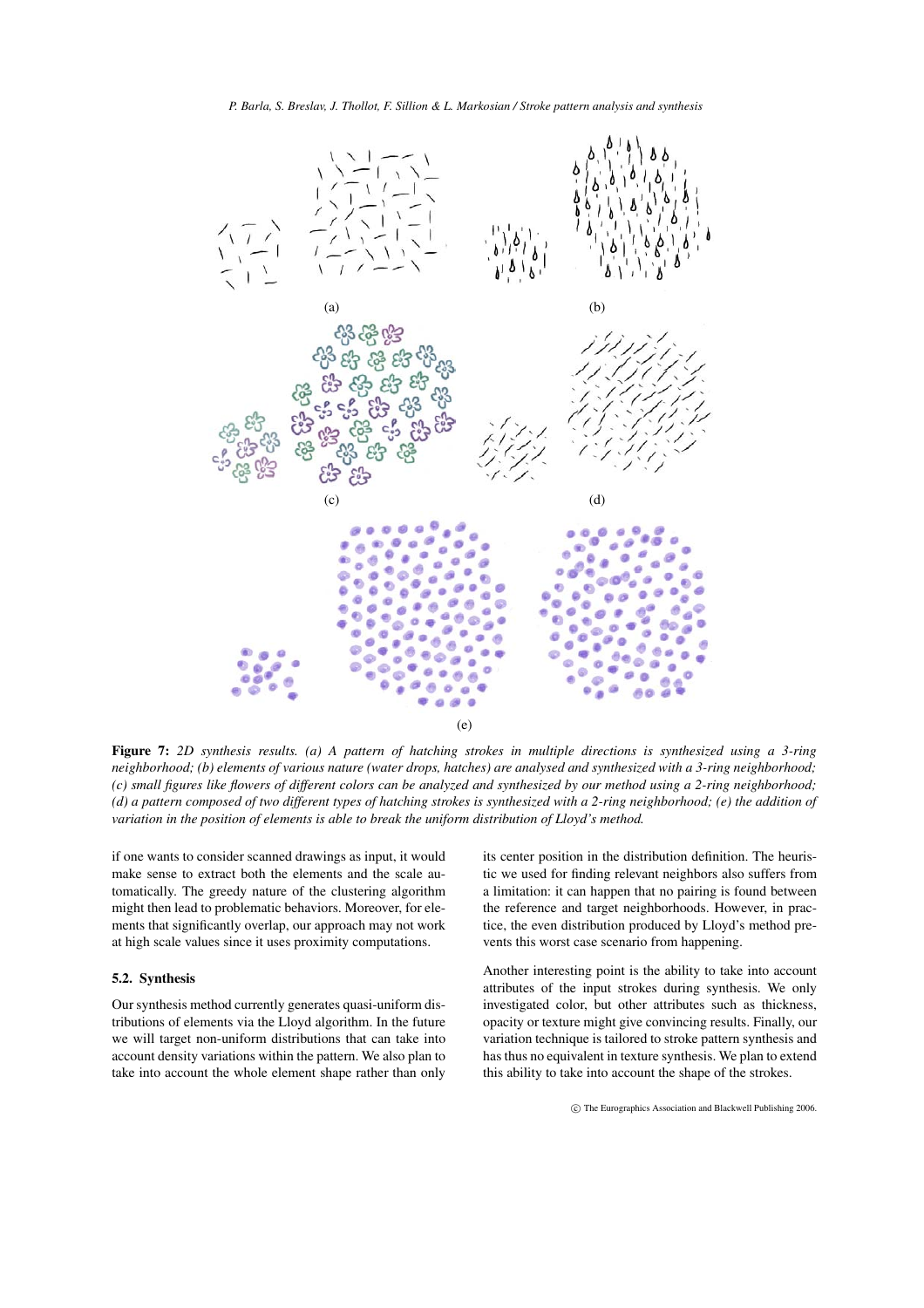**Figure 7:** *2D synthesis results. (a) A pattern of hatching strokes in multiple directions is synthesized using a 3-ring neighborhood; (b) elements of various nature (water drops, hatches) are analysed and synthesized with a 3-ring neighborhood; (c) small figures like flowers of different colors can be analyzed and synthesized by our method using a 2-ring neighborhood; (d) a pattern composed of two different types of hatching strokes is synthesized with a 2-ring neighborhood; (e) the addition of variation in the position of elements is able to break the uniform distribution of Lloyd's method.*

if one wants to consider scanned drawings as input, it would make sense to extract both the elements and the scale automatically. The greedy nature of the clustering algorithm might then lead to problematic behaviors. Moreover, for elements that significantly overlap, our approach may not work at high scale values since it uses proximity computations.

### 5.2. Synthesis

Our synthesis method currently generates quasi-uniform distributions of elements via the Lloyd algorithm. In the future we will target non-uniform distributions that can take into account density variations within the pattern. We also plan to take into account the whole element shape rather than only its center position in the distribution definition. The heuristic we used for finding relevant neighbors also suffers from a limitation: it can happen that no pairing is found between the reference and target neighborhoods. However, in practice, the even distribution produced by Lloyd's method prevents this worst case scenario from happening.

Another interesting point is the ability to take into account attributes of the input strokes during synthesis. We only investigated color, but other attributes such as thickness, opacity or texture might give convincing results. Finally, our variation technique is tailored to stroke pattern synthesis and has thus no equivalent in texture synthesis. We plan to extend this ability to take into account the shape of the strokes.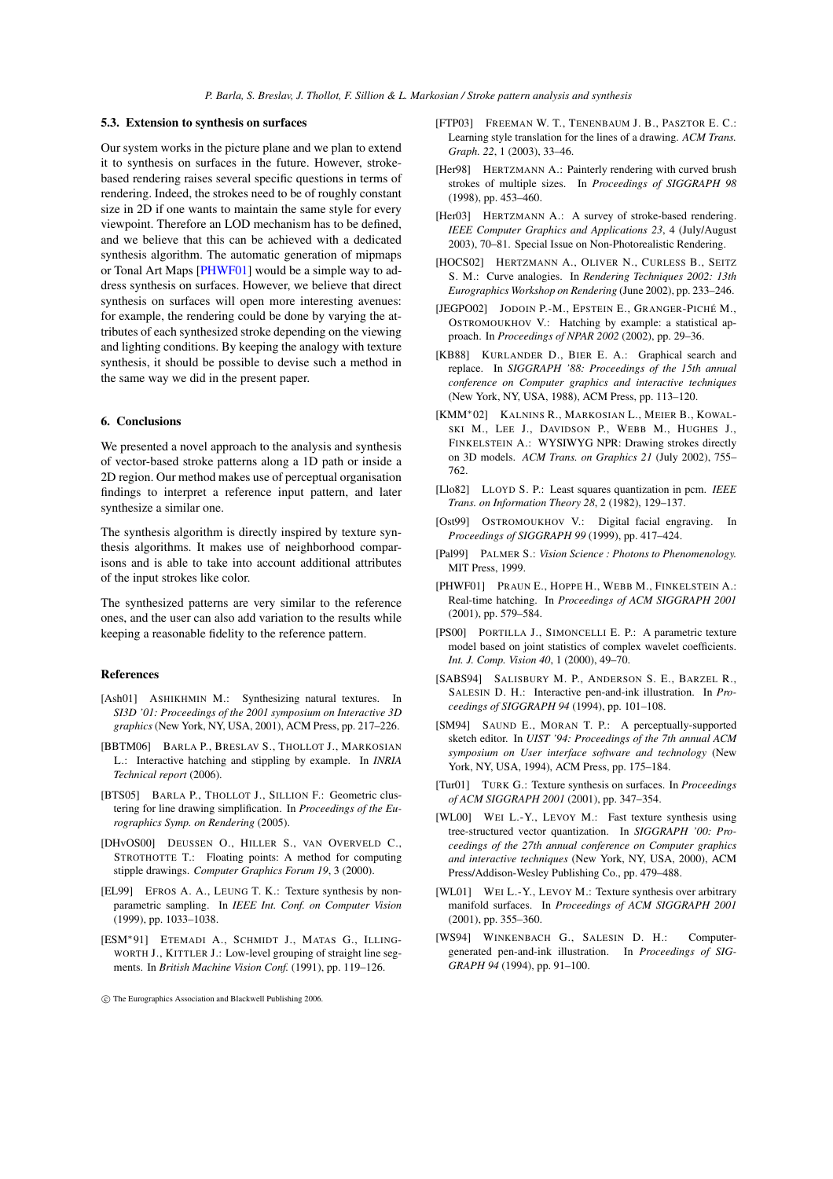### 5.3. Extension to synthesis on surfaces

Our system works in the picture plane and we plan to extend it to synthesis on surfaces in the future. However, stroke-based rendering raises several specific questions in terms of rendering. Indeed, the strokes need to be of roughly constant size in 2D if one wants to maintain the same style for every viewpoint. Therefore an LOD mechanism has to be defined, and we believe that this can be achieved with a dedicated synthesis algorithm. The automatic generation of mipmaps or Tonal Art Maps [PHWF01] would be a simple way to address synthesis on surfaces. However, we believe that direct synthesis on surfaces will open more interesting avenues: for example, the rendering could be done by varying the attributes of each synthesized stroke depending on the viewing and lighting conditions. By keeping the analogy with texture synthesis, it should be possible to devise such a method in the same way we did in the present paper.

## 6. Conclusions

We presented a novel approach to the analysis and synthesis of vector-based stroke patterns along a 1D path or inside a 2D region. Our method makes use of perceptual organisation findings to interpret a reference input pattern, and later synthesize a similar one.

The synthesis algorithm is directly inspired by texture synthesis algorithms. It makes use of neighborhood comparisons and is able to take into account additional attributes of the input strokes like color.

The synthesized patterns are very similar to the reference ones, and the user can also add variation to the results while keeping a reasonable fidelity to the reference pattern.

## References

[Ash01] ASHIKHMIN M.: Synthesizing natural textures. In *SI3D '01: Proceedings of the 2001 symposium on Interactive 3D graphics* (New York, NY, USA, 2001), ACM Press, pp. 217–226.

[BBTM06] BARLA P., BRESLAV S., THOLLOT J., MARKOSIAN L.: Interactive hatching and stippling by example. In *INRIA Technical report* (2006).

[BTS05] BARLA P., THOLLOT J., SILLION F.: Geometric clustering for line drawing simplification. In *Proceedings of the Eurographics Symp. on Rendering* (2005).

[DHvOS00] DEUSSEN O., HILLER S., VAN OVERVELD C., STROTHOTTE T.: Floating points: A method for computing stipple drawings. *Computer Graphics Forum 19*, 3 (2000).

[EL99] EFROS A. A., LEUNG T. K.: Texture synthesis by non-parametric sampling. In *IEEE Int. Conf. on Computer Vision* (1999), pp. 1033–1038.

[ESM*91] ETEMADI A., SCHMIDT J., MATAS G., ILLINGWORTH J., KITTLER J.: Low-level grouping of straight line segments. In *British Machine Vision Conf.* (1991), pp. 119–126.

[FTP03] FREEMAN W. T., TENENBAUM J. B., PASZTOR E. C.: Learning style translation for the lines of a drawing. *ACM Trans. Graph. 22*, 1 (2003), 33–46.

[Her98] HERTZMANN A.: Painterly rendering with curved brush strokes of multiple sizes. In *Proceedings of SIGGRAPH 98* (1998), pp. 453–460.

[Her03] HERTZMANN A.: A survey of stroke-based rendering. *IEEE Computer Graphics and Applications 23*, 4 (July/August 2003), 70–81. Special Issue on Non-Photorealistic Rendering.

[HOCS02] HERTZMANN A., OLIVER N., CURLESS B., SEITZ S. M.: Curve analogies. In *Rendering Techniques 2002: 13th Eurographics Workshop on Rendering* (June 2002), pp. 233–246.

[JEGPO02] JODOIN P.-M., EPSTEIN E., GRANGER-PICHÉ M., OSTROMOUKHOV V.: Hatching by example: a statistical approach. In *Proceedings of NPAR 2002* (2002), pp. 29–36.

[KB88] KURLANDER D., BIER E. A.: Graphical search and replace. In *SIGGRAPH '88: Proceedings of the 15th annual conference on Computer graphics and interactive techniques* (New York, NY, USA, 1988), ACM Press, pp. 113–120.

[KMM*02] KALNINS R., MARKOSIAN L., MEIER B., KOWALSKI M., LEE J., DAVIDSON P., WEBB M., HUGHES J., FINKELSTEIN A.: WYSIWYG NPR: Drawing strokes directly on 3D models. *ACM Trans. on Graphics 21* (July 2002), 755–762.

[Llo82] LLOYD S. P.: Least squares quantization in pcm. *IEEE Trans. on Information Theory 28*, 2 (1982), 129–137.

[Ost99] OSTROMOUKHOV V.: Digital facial engraving. In *Proceedings of SIGGRAPH 99* (1999), pp. 417–424.

[Pal99] PALMER S.: *Vision Science : Photons to Phenomenology.* MIT Press, 1999.

[PHWF01] PRAUN E., HOPPE H., WEBB M., FINKELSTEIN A.: Real-time hatching. In *Proceedings of ACM SIGGRAPH 2001* (2001), pp. 579–584.

[PS00] PORTILLA J., SIMONCELLI E. P.: A parametric texture model based on joint statistics of complex wavelet coefficients. *Int. J. Comp. Vision 40*, 1 (2000), 49–70.

[SABS94] SALISBURY M. P., ANDERSON S. E., BARZEL R., SALESIN D. H.: Interactive pen-and-ink illustration. In *Proceedings of SIGGRAPH 94* (1994), pp. 101–108.

[SM94] SAUND E., MORAN T. P.: A perceptually-supported sketch editor. In *UIST '94: Proceedings of the 7th annual ACM symposium on User interface software and technology* (New York, NY, USA, 1994), ACM Press, pp. 175–184.

[Tur01] TURK G.: Texture synthesis on surfaces. In *Proceedings of ACM SIGGRAPH 2001* (2001), pp. 347–354.

[WL00] WEI L.-Y., LEVOY M.: Fast texture synthesis using tree-structured vector quantization. In *SIGGRAPH '00: Proceedings of the 27th annual conference on Computer graphics and interactive techniques* (New York, NY, USA, 2000), ACM Press/Addison-Wesley Publishing Co., pp. 479–488.

[WL01] WEI L.-Y., LEVOY M.: Texture synthesis over arbitrary manifold surfaces. In *Proceedings of ACM SIGGRAPH 2001* (2001), pp. 355–360.

[WS94] WINKENBACH G., SALESIN D. H.: Computer-generated pen-and-ink illustration. In *Proceedings of SIGGRAPH 94* (1994), pp. 91–100.